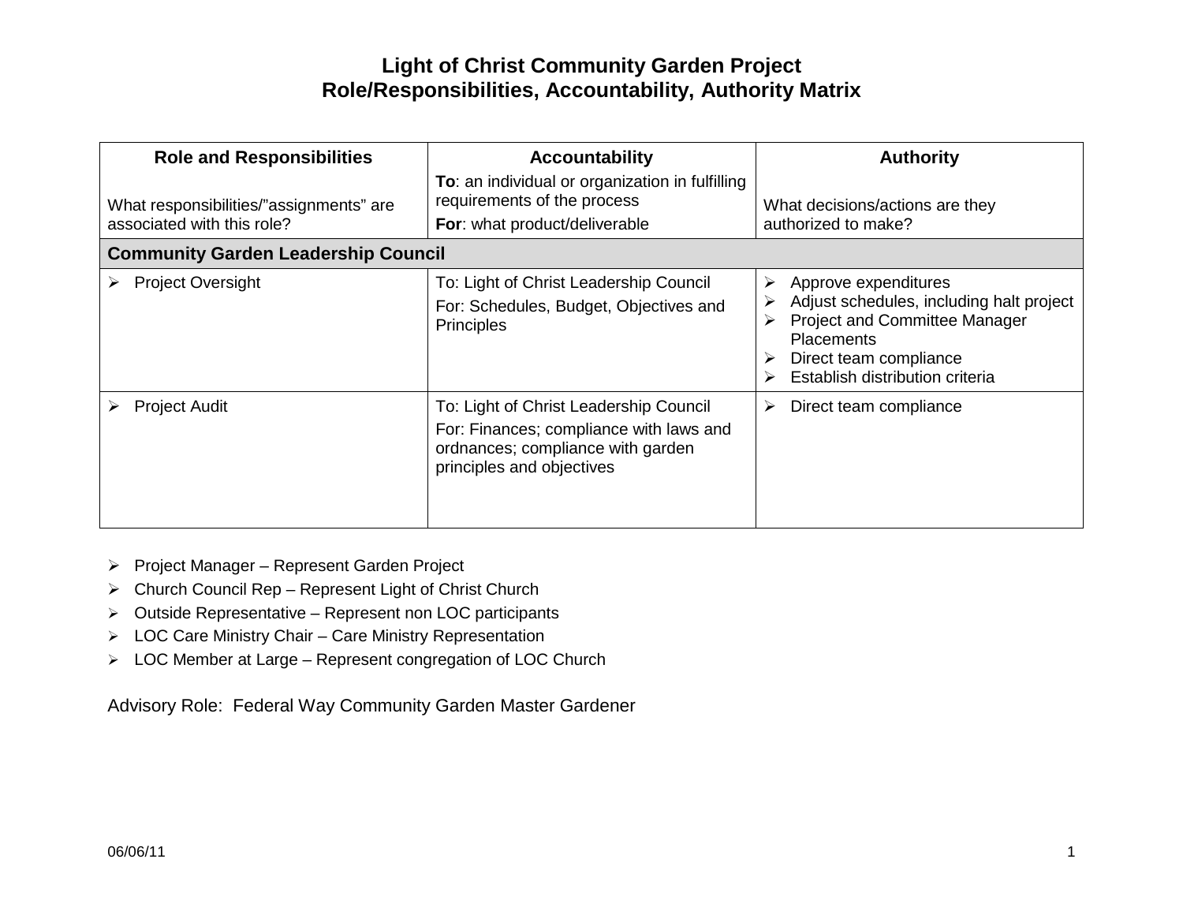# Light of Christ Community Garden Project
## Role/Responsibilities, Accountability, Authority Matrix

| Role and Responsibilities<br><br>What responsibilities/"assignments" are associated with this role? | Accountability<br>**To**: an individual or organization in fulfilling requirements of the process<br>**For**: what product/deliverable | Authority<br><br>What decisions/actions are they authorized to make? |
|---|---|---|
| **Community Garden Leadership Council** | | |
| ➢ Project Oversight | To: Light of Christ Leadership Council<br>For: Schedules, Budget, Objectives and Principles | ➢ Approve expenditures<br>➢ Adjust schedules, including halt project<br>➢ Project and Committee Manager Placements<br>➢ Direct team compliance<br>➢ Establish distribution criteria |
| ➢ Project Audit | To: Light of Christ Leadership Council<br>For: Finances; compliance with laws and ordnances; compliance with garden principles and objectives | ➢ Direct team compliance |

- Project Manager – Represent Garden Project
- Church Council Rep – Represent Light of Christ Church
- Outside Representative – Represent non LOC participants
- LOC Care Ministry Chair – Care Ministry Representation
- LOC Member at Large – Represent congregation of LOC Church

Advisory Role: Federal Way Community Garden Master Gardener

06/06/11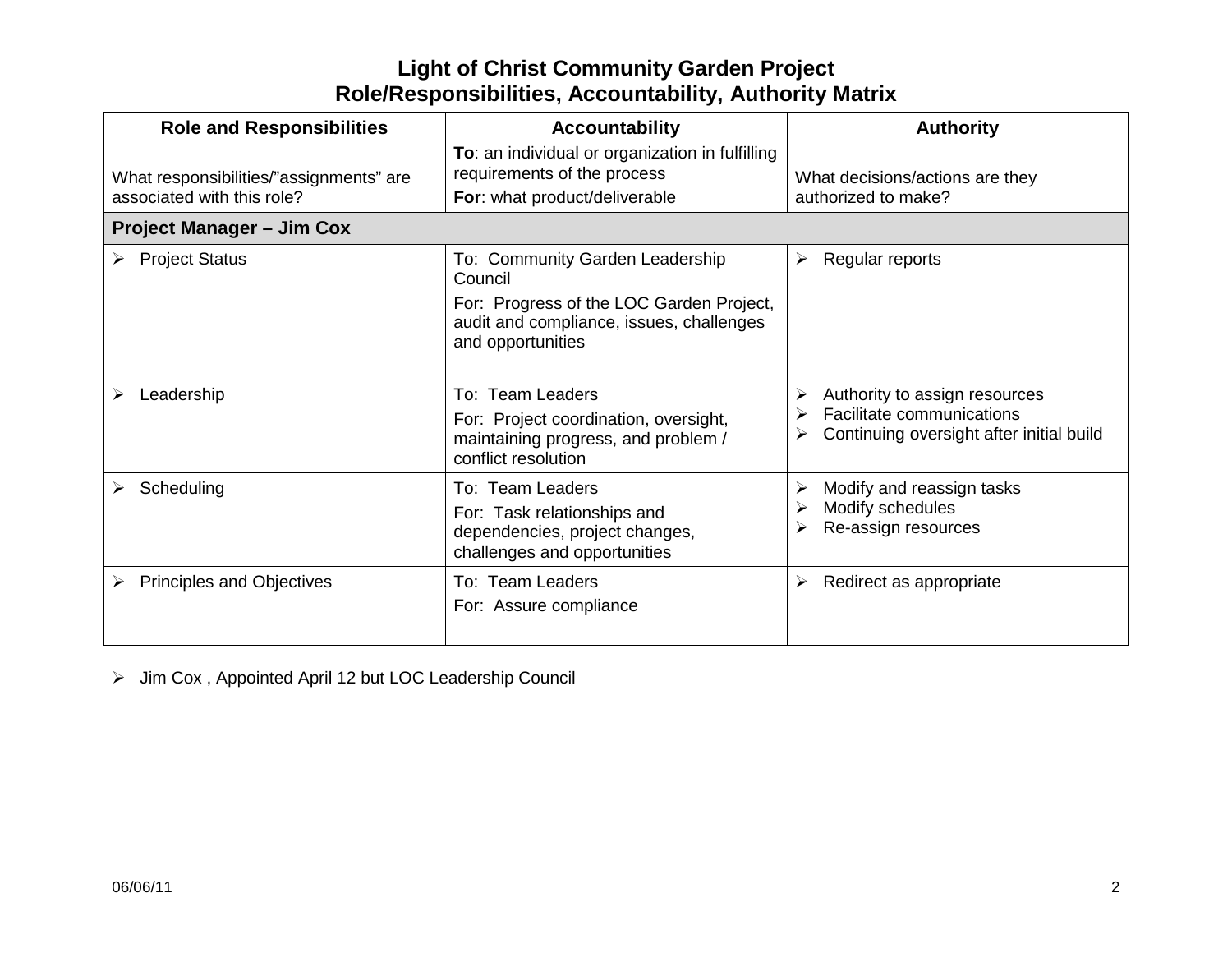# Light of Christ Community Garden Project
## Role/Responsibilities, Accountability, Authority Matrix

| Role and Responsibilities | Accountability | Authority |
|---|---|---|
| What responsibilities/"assignments" are associated with this role? | **To**: an individual or organization in fulfilling requirements of the process<br>**For**: what product/deliverable | What decisions/actions are they authorized to make? |
| **Project Manager – Jim Cox** | | |
| ➢ Project Status | To: Community Garden Leadership Council<br>For: Progress of the LOC Garden Project, audit and compliance, issues, challenges and opportunities | ➢ Regular reports |
| ➢ Leadership | To: Team Leaders<br>For: Project coordination, oversight, maintaining progress, and problem / conflict resolution | ➢ Authority to assign resources<br>➢ Facilitate communications<br>➢ Continuing oversight after initial build |
| ➢ Scheduling | To: Team Leaders<br>For: Task relationships and dependencies, project changes, challenges and opportunities | ➢ Modify and reassign tasks<br>➢ Modify schedules<br>➢ Re-assign resources |
| ➢ Principles and Objectives | To: Team Leaders<br>For: Assure compliance | ➢ Redirect as appropriate |

- Jim Cox , Appointed April 12 but LOC Leadership Council

06/06/11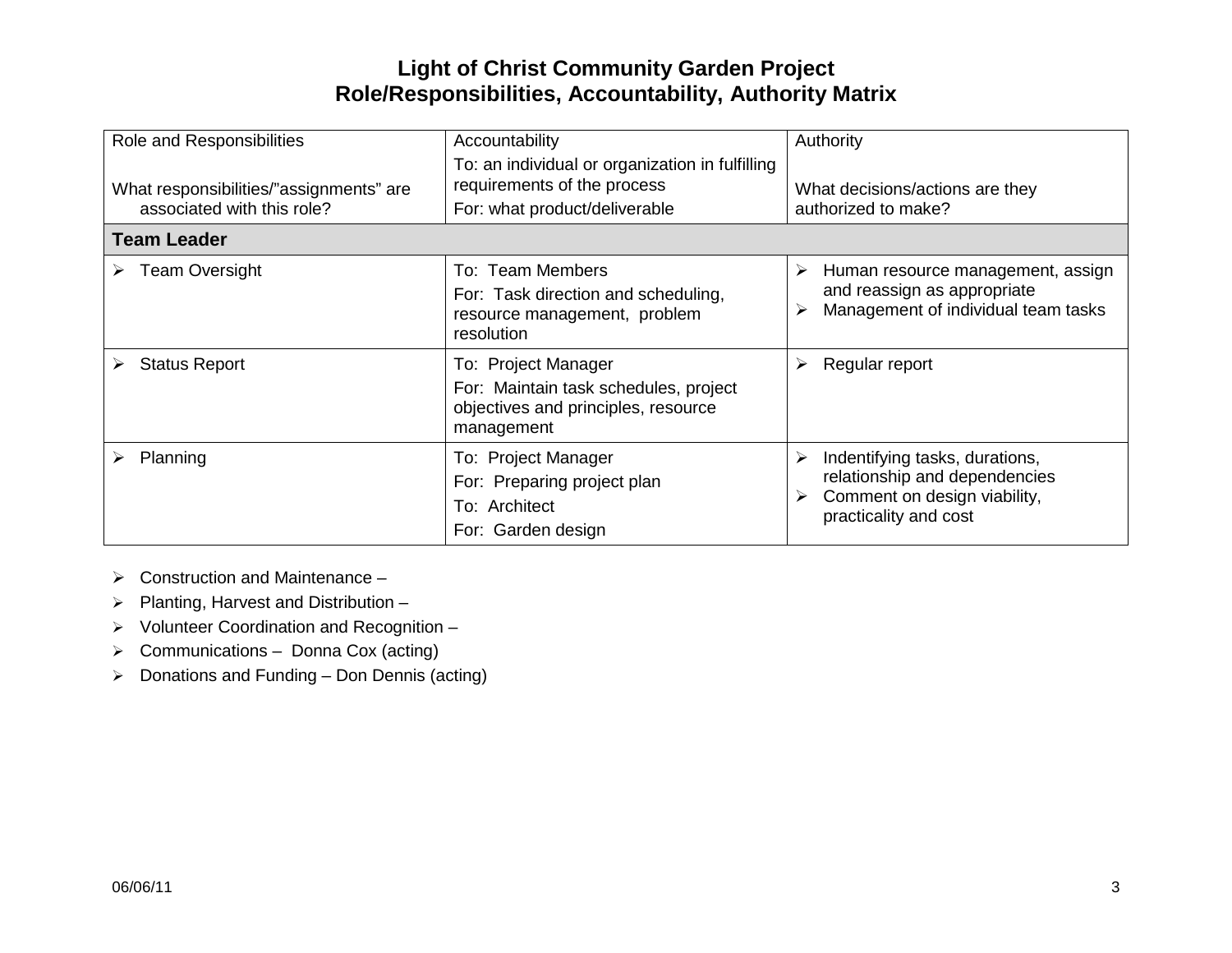# Light of Christ Community Garden Project
## Role/Responsibilities, Accountability, Authority Matrix

| Role and Responsibilities<br><br>What responsibilities/"assignments" are associated with this role? | Accountability<br>To: an individual or organization in fulfilling requirements of the process<br>For: what product/deliverable | Authority<br><br>What decisions/actions are they authorized to make? |
|---|---|---|
| **Team Leader** | | |
| ➢ Team Oversight | To: Team Members<br>For: Task direction and scheduling, resource management, problem resolution | ➢ Human resource management, assign and reassign as appropriate<br>➢ Management of individual team tasks |
| ➢ Status Report | To: Project Manager<br>For: Maintain task schedules, project objectives and principles, resource management | ➢ Regular report |
| ➢ Planning | To: Project Manager<br>For: Preparing project plan<br>To: Architect<br>For: Garden design | ➢ Indentifying tasks, durations, relationship and dependencies<br>➢ Comment on design viability, practicality and cost |

- Construction and Maintenance –
- Planting, Harvest and Distribution –
- Volunteer Coordination and Recognition –
- Communications – Donna Cox (acting)
- Donations and Funding – Don Dennis (acting)

06/06/11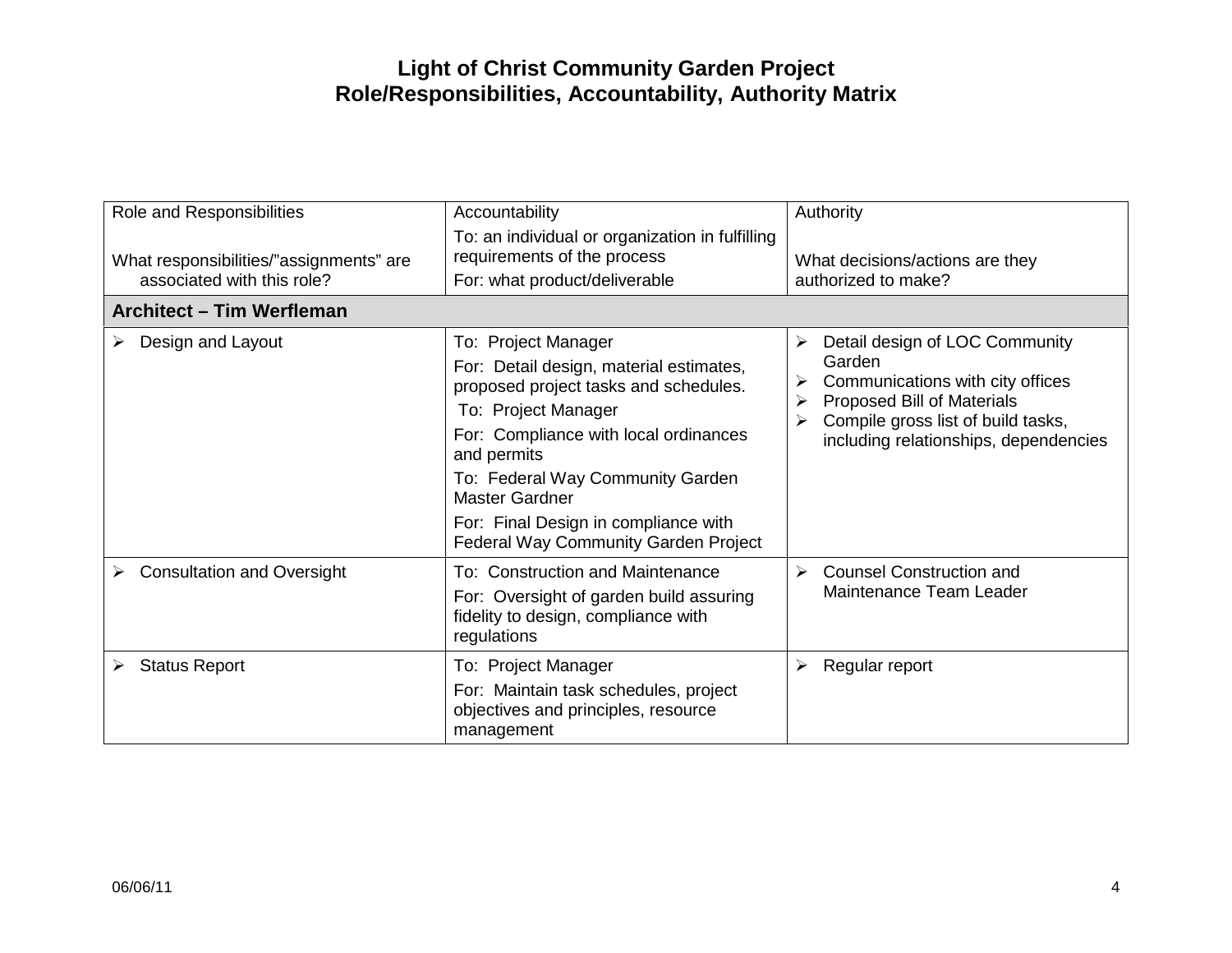# Light of Christ Community Garden Project
## Role/Responsibilities, Accountability, Authority Matrix

| Role and Responsibilities<br><br>What responsibilities/"assignments" are associated with this role? | Accountability<br>To: an individual or organization in fulfilling requirements of the process<br>For: what product/deliverable | Authority<br><br>What decisions/actions are they authorized to make? |
|---|---|---|
| **Architect – Tim Werfleman** | | |
| ➢ Design and Layout | To: Project Manager<br>For: Detail design, material estimates, proposed project tasks and schedules.<br>To: Project Manager<br>For: Compliance with local ordinances and permits<br>To: Federal Way Community Garden Master Gardner<br>For: Final Design in compliance with Federal Way Community Garden Project | ➢ Detail design of LOC Community Garden<br>➢ Communications with city offices<br>➢ Proposed Bill of Materials<br>➢ Compile gross list of build tasks, including relationships, dependencies |
| ➢ Consultation and Oversight | To: Construction and Maintenance<br>For: Oversight of garden build assuring fidelity to design, compliance with regulations | ➢ Counsel Construction and Maintenance Team Leader |
| ➢ Status Report | To: Project Manager<br>For: Maintain task schedules, project objectives and principles, resource management | ➢ Regular report |

06/06/11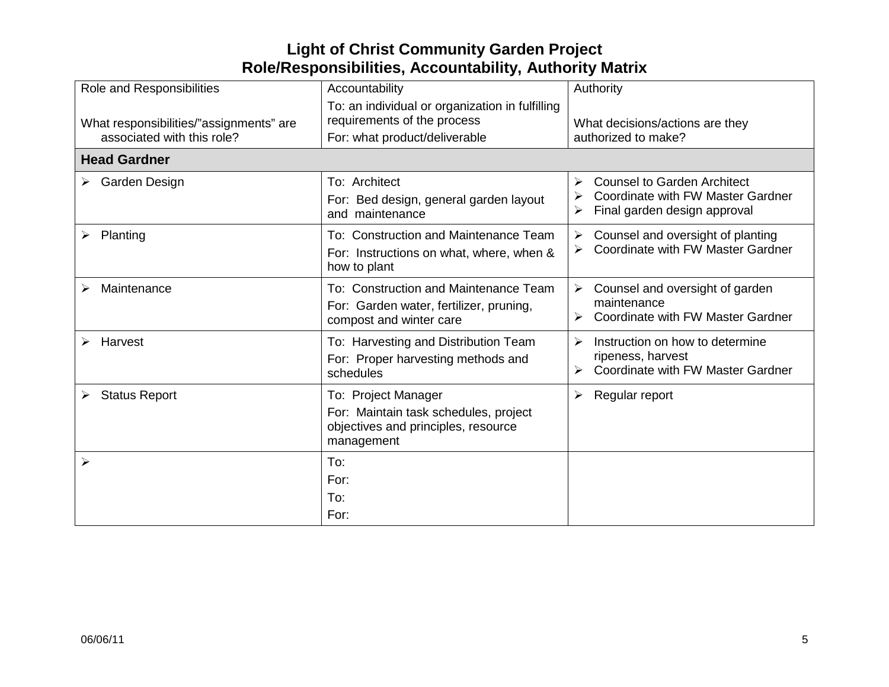# Light of Christ Community Garden Project
## Role/Responsibilities, Accountability, Authority Matrix

| Role and Responsibilities<br><br>What responsibilities/"assignments" are associated with this role? | Accountability<br>To: an individual or organization in fulfilling requirements of the process<br>For: what product/deliverable | Authority<br><br>What decisions/actions are they authorized to make? |
|---|---|---|
| **Head Gardner** | | |
| ➢ Garden Design | To: Architect<br>For: Bed design, general garden layout and maintenance | ➢ Counsel to Garden Architect<br>➢ Coordinate with FW Master Gardner<br>➢ Final garden design approval |
| ➢ Planting | To: Construction and Maintenance Team<br>For: Instructions on what, where, when & how to plant | ➢ Counsel and oversight of planting<br>➢ Coordinate with FW Master Gardner |
| ➢ Maintenance | To: Construction and Maintenance Team<br>For: Garden water, fertilizer, pruning, compost and winter care | ➢ Counsel and oversight of garden maintenance<br>➢ Coordinate with FW Master Gardner |
| ➢ Harvest | To: Harvesting and Distribution Team<br>For: Proper harvesting methods and schedules | ➢ Instruction on how to determine ripeness, harvest<br>➢ Coordinate with FW Master Gardner |
| ➢ Status Report | To: Project Manager<br>For: Maintain task schedules, project objectives and principles, resource management | ➢ Regular report |
| ➢ | To:<br>For:<br>To:<br>For: | |

06/06/11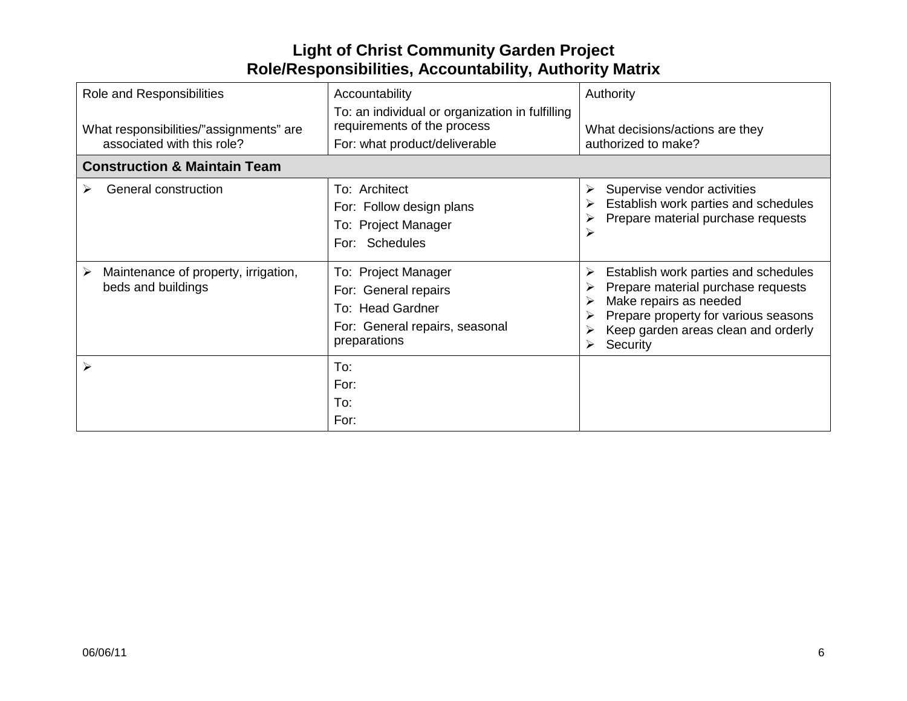# Light of Christ Community Garden Project
## Role/Responsibilities, Accountability, Authority Matrix

| Role and Responsibilities<br><br>What responsibilities/"assignments" are associated with this role? | Accountability<br>To: an individual or organization in fulfilling requirements of the process<br>For: what product/deliverable | Authority<br><br>What decisions/actions are they authorized to make? |
|---|---|---|
| **Construction & Maintain Team** | | |
| ➢ General construction | To: Architect<br>For: Follow design plans<br>To: Project Manager<br>For: Schedules | ➢ Supervise vendor activities<br>➢ Establish work parties and schedules<br>➢ Prepare material purchase requests<br>➢ |
| ➢ Maintenance of property, irrigation, beds and buildings | To: Project Manager<br>For: General repairs<br>To: Head Gardner<br>For: General repairs, seasonal preparations | ➢ Establish work parties and schedules<br>➢ Prepare material purchase requests<br>➢ Make repairs as needed<br>➢ Prepare property for various seasons<br>➢ Keep garden areas clean and orderly<br>➢ Security |
| ➢ | To:<br>For:<br>To:<br>For: | |

06/06/11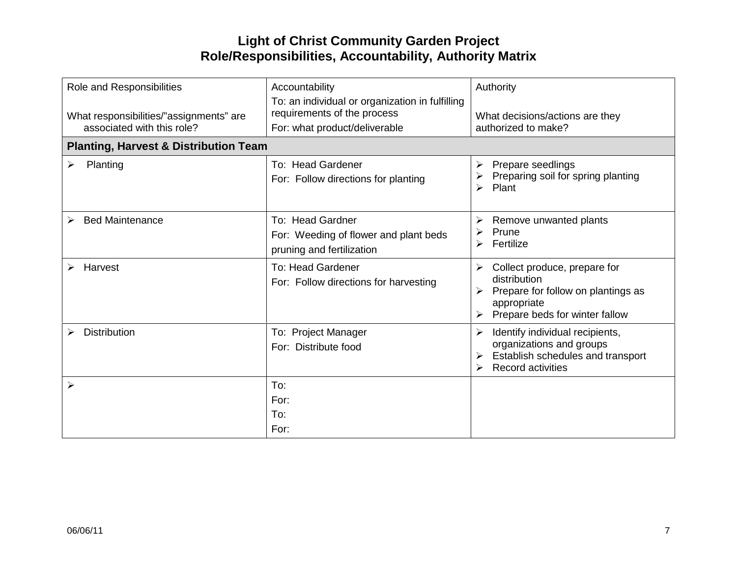# Light of Christ Community Garden Project
## Role/Responsibilities, Accountability, Authority Matrix

| Role and Responsibilities<br><br>What responsibilities/"assignments" are associated with this role? | Accountability<br>To: an individual or organization in fulfilling requirements of the process<br>For: what product/deliverable | Authority<br><br>What decisions/actions are they authorized to make? |
|---|---|---|
| **Planting, Harvest & Distribution Team** | | |
| ➢ Planting | To: Head Gardener<br>For: Follow directions for planting | ➢ Prepare seedlings<br>➢ Preparing soil for spring planting<br>➢ Plant |
| ➢ Bed Maintenance | To: Head Gardner<br>For: Weeding of flower and plant beds pruning and fertilization | ➢ Remove unwanted plants<br>➢ Prune<br>➢ Fertilize |
| ➢ Harvest | To: Head Gardener<br>For: Follow directions for harvesting | ➢ Collect produce, prepare for distribution<br>➢ Prepare for follow on plantings as appropriate<br>➢ Prepare beds for winter fallow |
| ➢ Distribution | To: Project Manager<br>For: Distribute food | ➢ Identify individual recipients, organizations and groups<br>➢ Establish schedules and transport<br>➢ Record activities |
| ➢ | To:<br>For:<br>To:<br>For: | |

06/06/11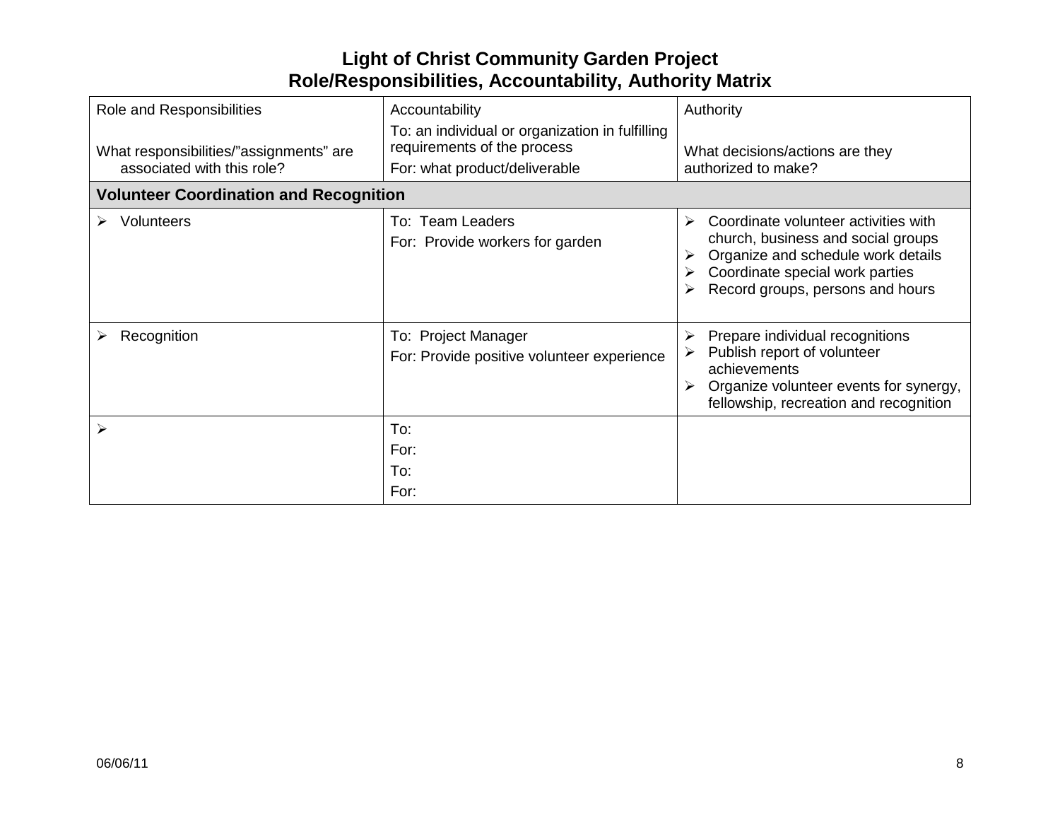# Light of Christ Community Garden Project
## Role/Responsibilities, Accountability, Authority Matrix

| Role and Responsibilities<br><br>What responsibilities/"assignments" are associated with this role? | Accountability<br>To: an individual or organization in fulfilling requirements of the process<br>For: what product/deliverable | Authority<br><br>What decisions/actions are they authorized to make? |
|---|---|---|
| **Volunteer Coordination and Recognition** | | |
| ➢ Volunteers | To: Team Leaders<br>For: Provide workers for garden | ➢ Coordinate volunteer activities with church, business and social groups<br>➢ Organize and schedule work details<br>➢ Coordinate special work parties<br>➢ Record groups, persons and hours |
| ➢ Recognition | To: Project Manager<br>For: Provide positive volunteer experience | ➢ Prepare individual recognitions<br>➢ Publish report of volunteer achievements<br>➢ Organize volunteer events for synergy, fellowship, recreation and recognition |
| ➢ | To:<br>For:<br>To:<br>For: | |

06/06/11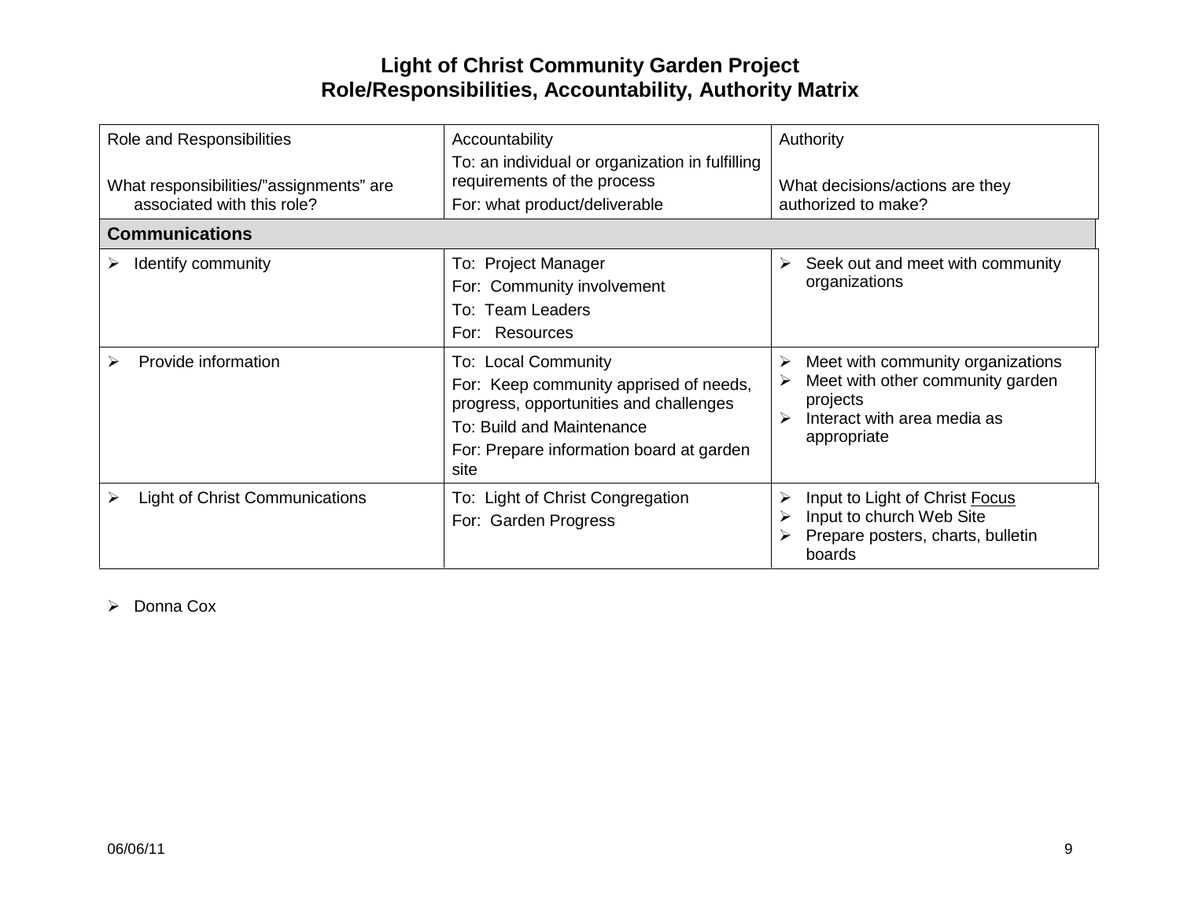# Light of Christ Community Garden Project
## Role/Responsibilities, Accountability, Authority Matrix

| Role and Responsibilities<br><br>What responsibilities/"assignments" are associated with this role? | Accountability<br>To: an individual or organization in fulfilling requirements of the process<br>For: what product/deliverable | Authority<br><br>What decisions/actions are they authorized to make? |
|---|---|---|
| **Communications** | | |
| ➢ Identify community | To: Project Manager<br>For: Community involvement<br>To: Team Leaders<br>For: Resources | ➢ Seek out and meet with community organizations |
| ➢ Provide information | To: Local Community<br>For: Keep community apprised of needs, progress, opportunities and challenges<br>To: Build and Maintenance<br>For: Prepare information board at garden site | ➢ Meet with community organizations<br>➢ Meet with other community garden projects<br>➢ Interact with area media as appropriate |
| ➢ Light of Christ Communications | To: Light of Christ Congregation<br>For: Garden Progress | ➢ Input to Light of Christ Focus<br>➢ Input to church Web Site<br>➢ Prepare posters, charts, bulletin boards |

- Donna Cox

06/06/11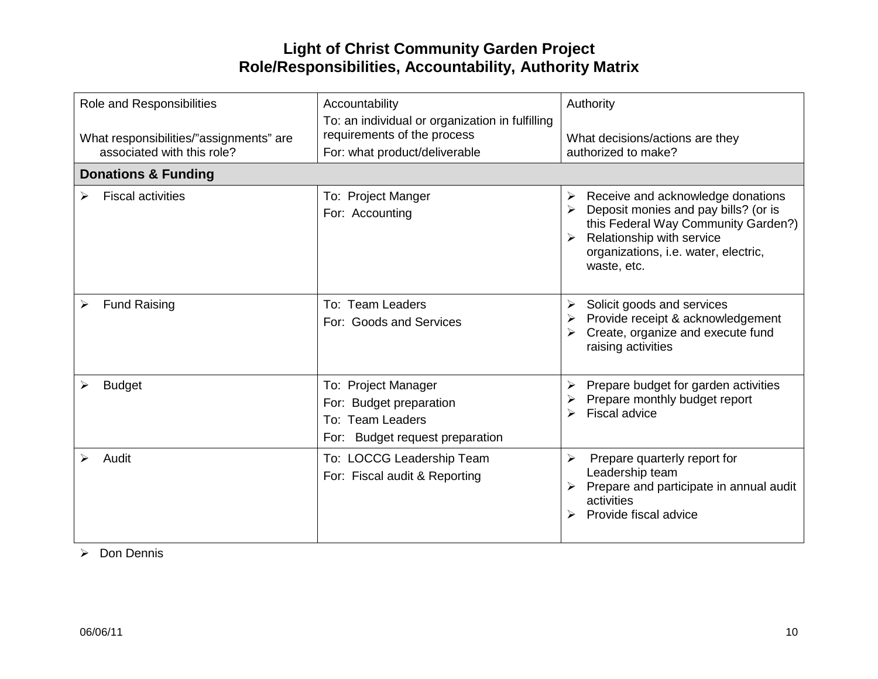# Light of Christ Community Garden Project
## Role/Responsibilities, Accountability, Authority Matrix

| Role and Responsibilities<br><br>What responsibilities/"assignments" are associated with this role? | Accountability<br>To: an individual or organization in fulfilling requirements of the process<br>For: what product/deliverable | Authority<br><br>What decisions/actions are they authorized to make? |
|---|---|---|
| **Donations & Funding** | | |
| ➢ Fiscal activities | To: Project Manger<br>For: Accounting | ➢ Receive and acknowledge donations<br>➢ Deposit monies and pay bills? (or is this Federal Way Community Garden?)<br>➢ Relationship with service organizations, i.e. water, electric, waste, etc. |
| ➢ Fund Raising | To: Team Leaders<br>For: Goods and Services | ➢ Solicit goods and services<br>➢ Provide receipt & acknowledgement<br>➢ Create, organize and execute fund raising activities |
| ➢ Budget | To: Project Manager<br>For: Budget preparation<br>To: Team Leaders<br>For: Budget request preparation | ➢ Prepare budget for garden activities<br>➢ Prepare monthly budget report<br>➢ Fiscal advice |
| ➢ Audit | To: LOCCG Leadership Team<br>For: Fiscal audit & Reporting | ➢ Prepare quarterly report for Leadership team<br>➢ Prepare and participate in annual audit activities<br>➢ Provide fiscal advice |

- Don Dennis

06/06/11